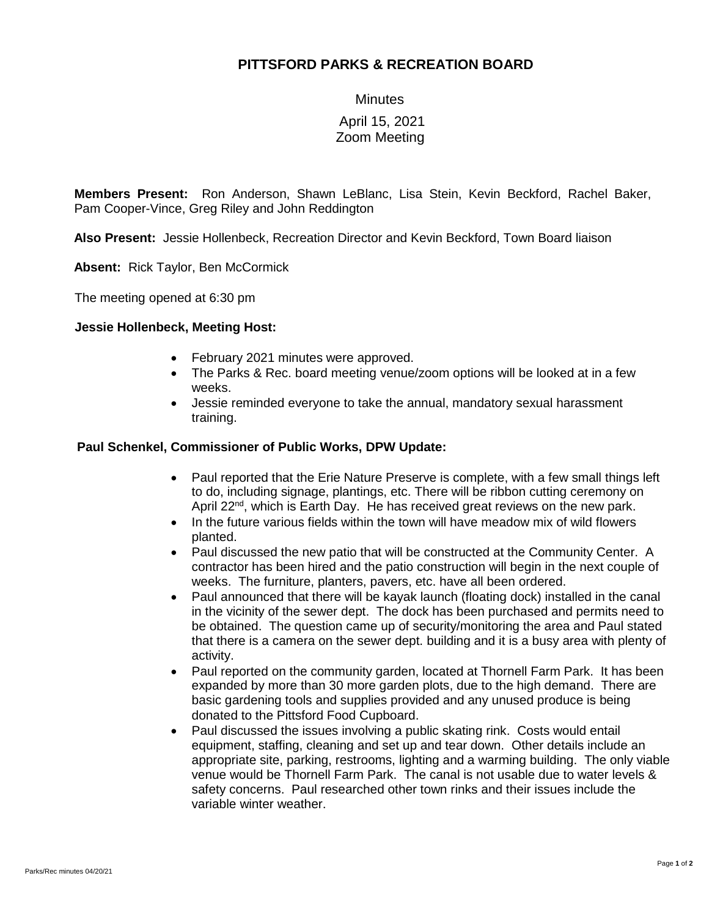# PITTSFORD PARKS & RECREATION BOARD

Minutes

April 15, 2021
Zoom Meeting

**Members Present:** Ron Anderson, Shawn LeBlanc, Lisa Stein, Kevin Beckford, Rachel Baker, Pam Cooper-Vince, Greg Riley and John Reddington

**Also Present:** Jessie Hollenbeck, Recreation Director and Kevin Beckford, Town Board liaison

**Absent:** Rick Taylor, Ben McCormick

The meeting opened at 6:30 pm

**Jessie Hollenbeck, Meeting Host:**

- February 2021 minutes were approved.
- The Parks & Rec. board meeting venue/zoom options will be looked at in a few weeks.
- Jessie reminded everyone to take the annual, mandatory sexual harassment training.

**Paul Schenkel, Commissioner of Public Works, DPW Update:**

- Paul reported that the Erie Nature Preserve is complete, with a few small things left to do, including signage, plantings, etc. There will be ribbon cutting ceremony on April 22nd, which is Earth Day. He has received great reviews on the new park.
- In the future various fields within the town will have meadow mix of wild flowers planted.
- Paul discussed the new patio that will be constructed at the Community Center. A contractor has been hired and the patio construction will begin in the next couple of weeks. The furniture, planters, pavers, etc. have all been ordered.
- Paul announced that there will be kayak launch (floating dock) installed in the canal in the vicinity of the sewer dept. The dock has been purchased and permits need to be obtained. The question came up of security/monitoring the area and Paul stated that there is a camera on the sewer dept. building and it is a busy area with plenty of activity.
- Paul reported on the community garden, located at Thornell Farm Park. It has been expanded by more than 30 more garden plots, due to the high demand. There are basic gardening tools and supplies provided and any unused produce is being donated to the Pittsford Food Cupboard.
- Paul discussed the issues involving a public skating rink. Costs would entail equipment, staffing, cleaning and set up and tear down. Other details include an appropriate site, parking, restrooms, lighting and a warming building. The only viable venue would be Thornell Farm Park. The canal is not usable due to water levels & safety concerns. Paul researched other town rinks and their issues include the variable winter weather.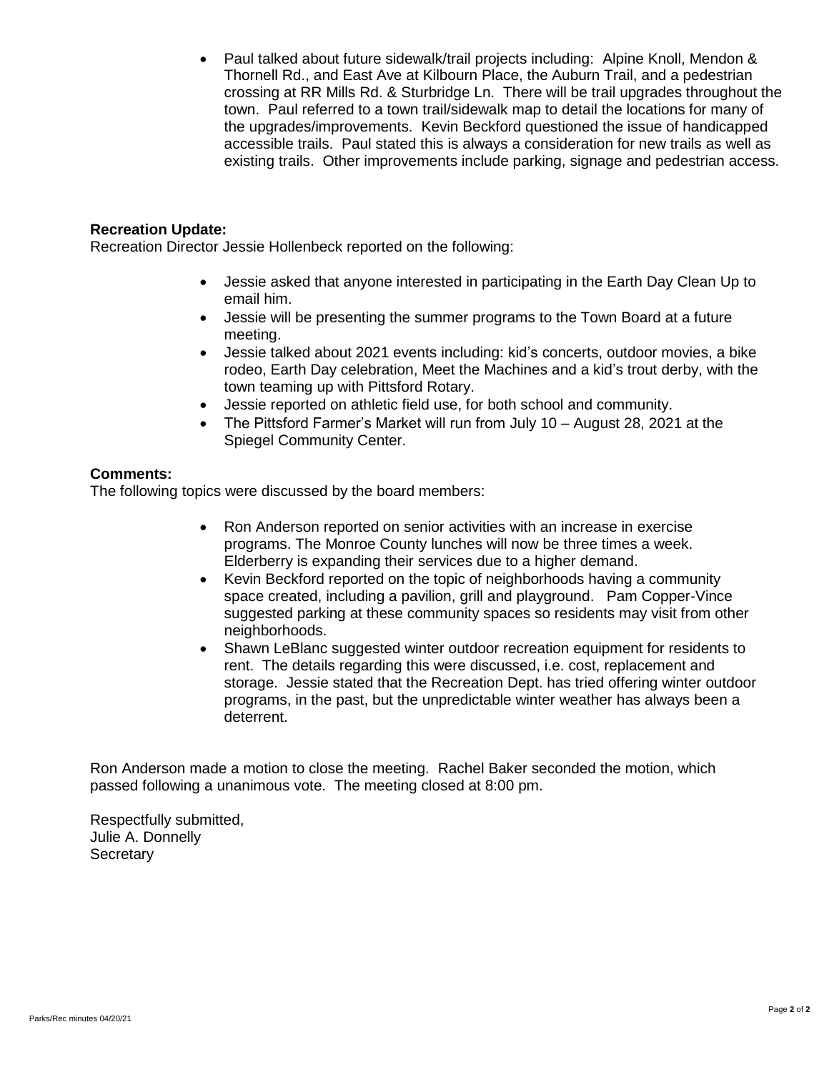- Paul talked about future sidewalk/trail projects including: Alpine Knoll, Mendon & Thornell Rd., and East Ave at Kilbourn Place, the Auburn Trail, and a pedestrian crossing at RR Mills Rd. & Sturbridge Ln. There will be trail upgrades throughout the town. Paul referred to a town trail/sidewalk map to detail the locations for many of the upgrades/improvements. Kevin Beckford questioned the issue of handicapped accessible trails. Paul stated this is always a consideration for new trails as well as existing trails. Other improvements include parking, signage and pedestrian access.

**Recreation Update:**
Recreation Director Jessie Hollenbeck reported on the following:

- Jessie asked that anyone interested in participating in the Earth Day Clean Up to email him.
- Jessie will be presenting the summer programs to the Town Board at a future meeting.
- Jessie talked about 2021 events including: kid's concerts, outdoor movies, a bike rodeo, Earth Day celebration, Meet the Machines and a kid's trout derby, with the town teaming up with Pittsford Rotary.
- Jessie reported on athletic field use, for both school and community.
- The Pittsford Farmer's Market will run from July 10 – August 28, 2021 at the Spiegel Community Center.

**Comments:**
The following topics were discussed by the board members:

- Ron Anderson reported on senior activities with an increase in exercise programs. The Monroe County lunches will now be three times a week. Elderberry is expanding their services due to a higher demand.
- Kevin Beckford reported on the topic of neighborhoods having a community space created, including a pavilion, grill and playground. Pam Copper-Vince suggested parking at these community spaces so residents may visit from other neighborhoods.
- Shawn LeBlanc suggested winter outdoor recreation equipment for residents to rent. The details regarding this were discussed, i.e. cost, replacement and storage. Jessie stated that the Recreation Dept. has tried offering winter outdoor programs, in the past, but the unpredictable winter weather has always been a deterrent.

Ron Anderson made a motion to close the meeting. Rachel Baker seconded the motion, which passed following a unanimous vote. The meeting closed at 8:00 pm.

Respectfully submitted,
Julie A. Donnelly
Secretary